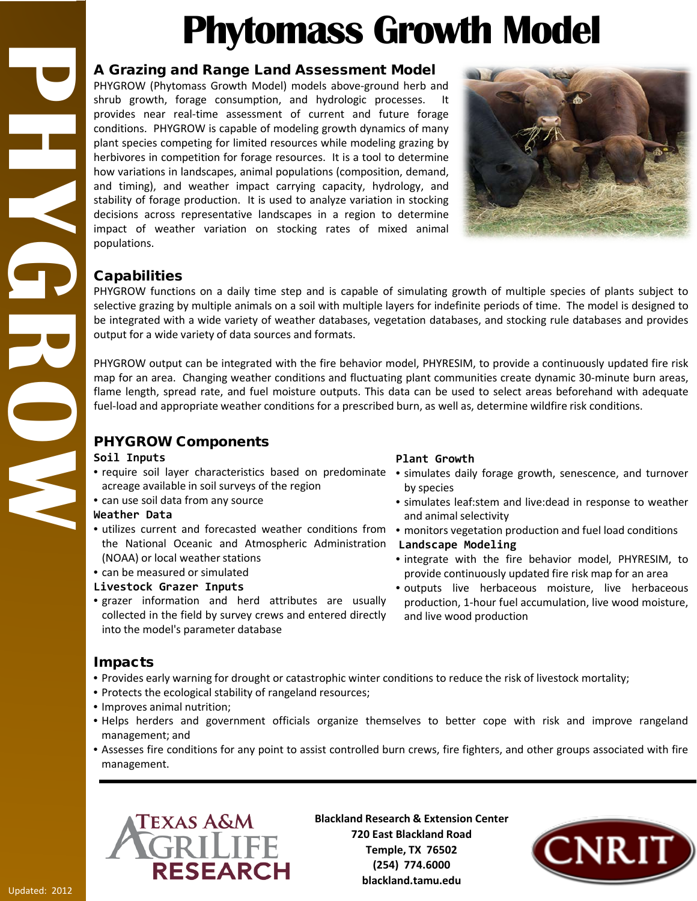# Phytomass Growth Model

PHYGROW

## A Grazing and Range Land Assessment Model

PHYGROW (Phytomass Growth Model) models above-ground herb and shrub growth, forage consumption, and hydrologic processes. It provides near real-time assessment of current and future forage conditions. PHYGROW is capable of modeling growth dynamics of many plant species competing for limited resources while modeling grazing by herbivores in competition for forage resources. It is a tool to determine how variations in landscapes, animal populations (composition, demand, and timing), and weather impact carrying capacity, hydrology, and stability of forage production. It is used to analyze variation in stocking decisions across representative landscapes in a region to determine impact of weather variation on stocking rates of mixed animal populations.

## Capabilities

PHYGROW functions on a daily time step and is capable of simulating growth of multiple species of plants subject to selective grazing by multiple animals on a soil with multiple layers for indefinite periods of time. The model is designed to be integrated with a wide variety of weather databases, vegetation databases, and stocking rule databases and provides output for a wide variety of data sources and formats.

PHYGROW output can be integrated with the fire behavior model, PHYRESIM, to provide a continuously updated fire risk map for an area. Changing weather conditions and fluctuating plant communities create dynamic 30-minute burn areas, flame length, spread rate, and fuel moisture outputs. This data can be used to select areas beforehand with adequate fuel-load and appropriate weather conditions for a prescribed burn, as well as, determine wildfire risk conditions.

## PHYGROW Components

### Soil Inputs

- require soil layer characteristics based on predominate acreage available in soil surveys of the region
- can use soil data from any source

### Weather Data

- utilizes current and forecasted weather conditions from the National Oceanic and Atmospheric Administration (NOAA) or local weather stations
- can be measured or simulated

### Livestock Grazer Inputs

- grazer information and herd attributes are usually collected in the field by survey crews and entered directly into the model's parameter database

### Plant Growth

- simulates daily forage growth, senescence, and turnover by species
- simulates leaf:stem and live:dead in response to weather and animal selectivity
- monitors vegetation production and fuel load conditions

### Landscape Modeling

- integrate with the fire behavior model, PHYRESIM, to provide continuously updated fire risk map for an area
- outputs live herbaceous moisture, live herbaceous production, 1-hour fuel accumulation, live wood moisture, and live wood production

## Impacts

- Provides early warning for drought or catastrophic winter conditions to reduce the risk of livestock mortality;
- Protects the ecological stability of rangeland resources;
- Improves animal nutrition;
- Helps herders and government officials organize themselves to better cope with risk and improve rangeland management; and
- Assesses fire conditions for any point to assist controlled burn crews, fire fighters, and other groups associated with fire management.

Texas A&M AgriLife Research

**Blackland Research & Extension Center**
**720 East Blackland Road**
**Temple, TX 76502**
**(254) 774.6000**
**blackland.tamu.edu**

CNRIT

Updated: 2012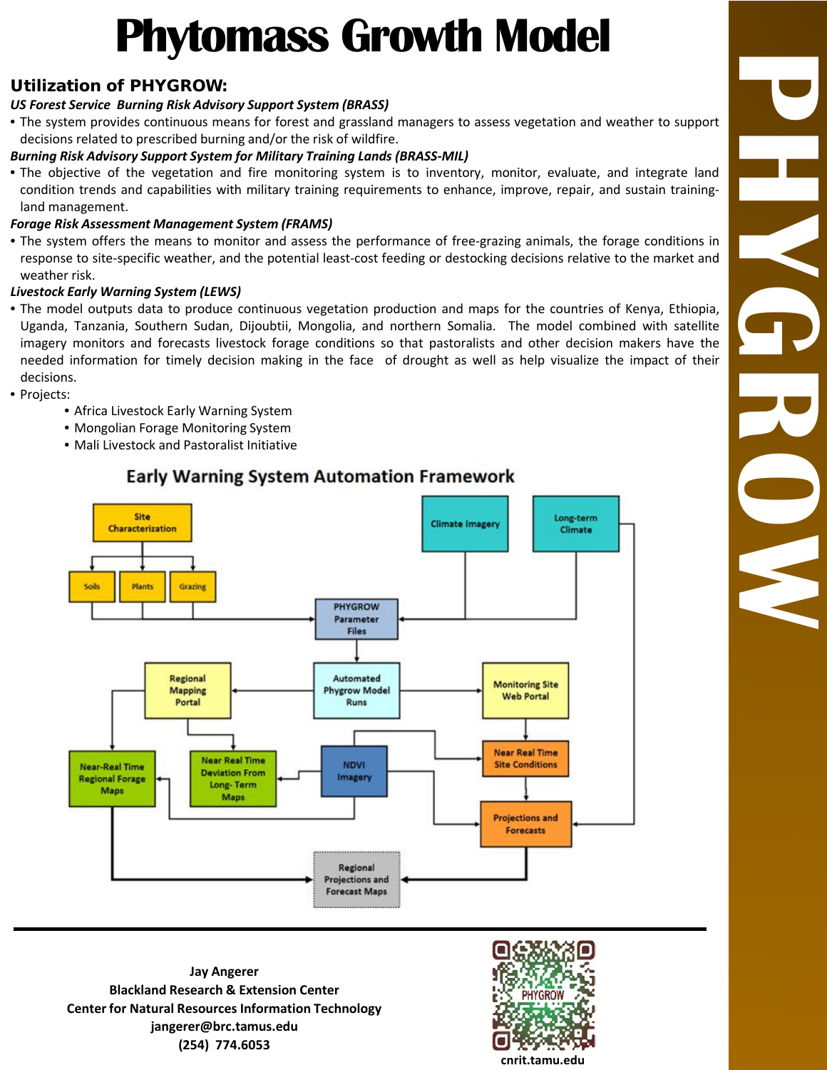# Phytomass Growth Model

## Utilization of PHYGROW:

***US Forest Service Burning Risk Advisory Support System (BRASS)***

- The system provides continuous means for forest and grassland managers to assess vegetation and weather to support decisions related to prescribed burning and/or the risk of wildfire.

***Burning Risk Advisory Support System for Military Training Lands (BRASS-MIL)***

- The objective of the vegetation and fire monitoring system is to inventory, monitor, evaluate, and integrate land condition trends and capabilities with military training requirements to enhance, improve, repair, and sustain training-land management.

***Forage Risk Assessment Management System (FRAMS)***

- The system offers the means to monitor and assess the performance of free-grazing animals, the forage conditions in response to site-specific weather, and the potential least-cost feeding or destocking decisions relative to the market and weather risk.

***Livestock Early Warning System (LEWS)***

- The model outputs data to produce continuous vegetation production and maps for the countries of Kenya, Ethiopia, Uganda, Tanzania, Southern Sudan, Dijoubtii, Mongolia, and northern Somalia. The model combined with satellite imagery monitors and forecasts livestock forage conditions so that pastoralists and other decision makers have the needed information for timely decision making in the face of drought as well as help visualize the impact of their decisions.
- Projects:
    - Africa Livestock Early Warning System
    - Mongolian Forage Monitoring System
    - Mali Livestock and Pastoralist Initiative

## Early Warning System Automation Framework

Site Characterization
Soils
Plants
Grazing
Climate Imagery
Long-term Climate
PHYGROW Parameter Files
Regional Mapping Portal
Automated Phygrow Model Runs
Monitoring Site Web Portal
Near-Real Time Regional Forage Maps
Near Real Time Deviation From Long- Term Maps
NDVI Imagery
Near Real Time Site Conditions
Projections and Forecasts
Regional Projections and Forecast Maps

---

**Jay Angerer**
**Blackland Research & Extension Center**
**Center for Natural Resources Information Technology**
**jangerer@brc.tamu.edu**
**(254) 774.6053**

PHYGROW

**cnrit.tamu.edu**

PHYGROW